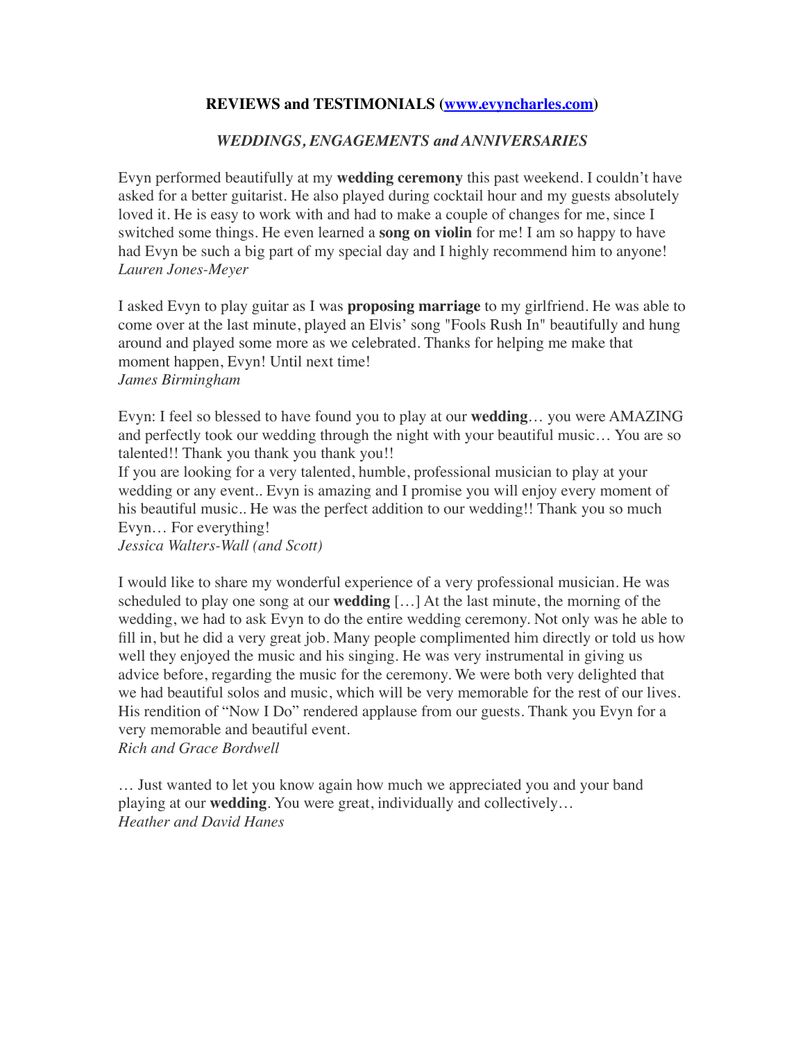# REVIEWS and TESTIMONIALS ([www.evyncharles.com](www.evyncharles.com))

## *WEDDINGS, ENGAGEMENTS and ANNIVERSARIES*

Evyn performed beautifully at my **wedding ceremony** this past weekend. I couldn't have asked for a better guitarist. He also played during cocktail hour and my guests absolutely loved it. He is easy to work with and had to make a couple of changes for me, since I switched some things. He even learned a **song on violin** for me! I am so happy to have had Evyn be such a big part of my special day and I highly recommend him to anyone!
*Lauren Jones-Meyer*

I asked Evyn to play guitar as I was **proposing marriage** to my girlfriend. He was able to come over at the last minute, played an Elvis' song "Fools Rush In" beautifully and hung around and played some more as we celebrated. Thanks for helping me make that moment happen, Evyn! Until next time!
*James Birmingham*

Evyn: I feel so blessed to have found you to play at our **wedding**… you were AMAZING and perfectly took our wedding through the night with your beautiful music… You are so talented!! Thank you thank you thank you!!
If you are looking for a very talented, humble, professional musician to play at your wedding or any event.. Evyn is amazing and I promise you will enjoy every moment of his beautiful music.. He was the perfect addition to our wedding!! Thank you so much Evyn… For everything!
*Jessica Walters-Wall (and Scott)*

I would like to share my wonderful experience of a very professional musician. He was scheduled to play one song at our **wedding** […] At the last minute, the morning of the wedding, we had to ask Evyn to do the entire wedding ceremony. Not only was he able to fill in, but he did a very great job. Many people complimented him directly or told us how well they enjoyed the music and his singing. He was very instrumental in giving us advice before, regarding the music for the ceremony. We were both very delighted that we had beautiful solos and music, which will be very memorable for the rest of our lives. His rendition of "Now I Do" rendered applause from our guests. Thank you Evyn for a very memorable and beautiful event.
*Rich and Grace Bordwell*

… Just wanted to let you know again how much we appreciated you and your band playing at our **wedding**. You were great, individually and collectively…
*Heather and David Hanes*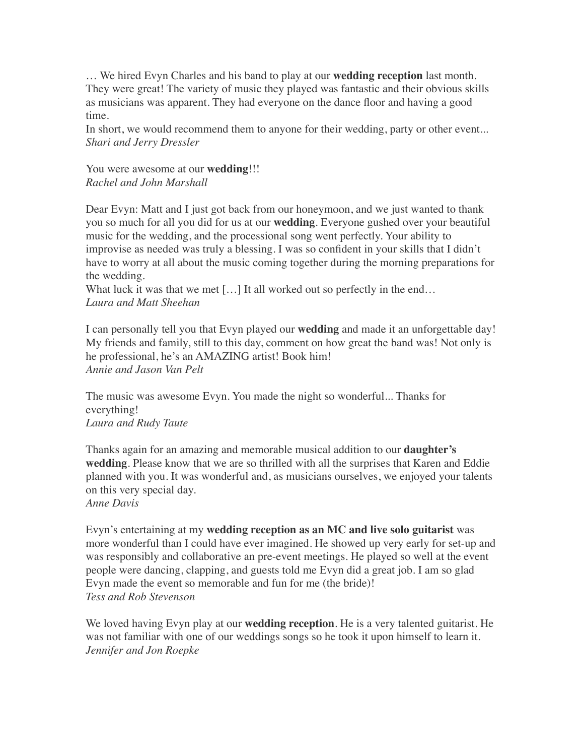… We hired Evyn Charles and his band to play at our **wedding reception** last month. They were great! The variety of music they played was fantastic and their obvious skills as musicians was apparent. They had everyone on the dance floor and having a good time.
In short, we would recommend them to anyone for their wedding, party or other event...
*Shari and Jerry Dressler*

You were awesome at our **wedding**!!!
*Rachel and John Marshall*

Dear Evyn: Matt and I just got back from our honeymoon, and we just wanted to thank you so much for all you did for us at our **wedding**. Everyone gushed over your beautiful music for the wedding, and the processional song went perfectly. Your ability to improvise as needed was truly a blessing. I was so confident in your skills that I didn't have to worry at all about the music coming together during the morning preparations for the wedding.
What luck it was that we met […] It all worked out so perfectly in the end…
*Laura and Matt Sheehan*

I can personally tell you that Evyn played our **wedding** and made it an unforgettable day! My friends and family, still to this day, comment on how great the band was! Not only is he professional, he's an AMAZING artist! Book him!
*Annie and Jason Van Pelt*

The music was awesome Evyn. You made the night so wonderful... Thanks for everything!
*Laura and Rudy Taute*

Thanks again for an amazing and memorable musical addition to our **daughter's wedding**. Please know that we are so thrilled with all the surprises that Karen and Eddie planned with you. It was wonderful and, as musicians ourselves, we enjoyed your talents on this very special day.
*Anne Davis*

Evyn's entertaining at my **wedding reception as an MC and live solo guitarist** was more wonderful than I could have ever imagined. He showed up very early for set-up and was responsibly and collaborative an pre-event meetings. He played so well at the event people were dancing, clapping, and guests told me Evyn did a great job. I am so glad Evyn made the event so memorable and fun for me (the bride)!
*Tess and Rob Stevenson*

We loved having Evyn play at our **wedding reception**. He is a very talented guitarist. He was not familiar with one of our weddings songs so he took it upon himself to learn it.
*Jennifer and Jon Roepke*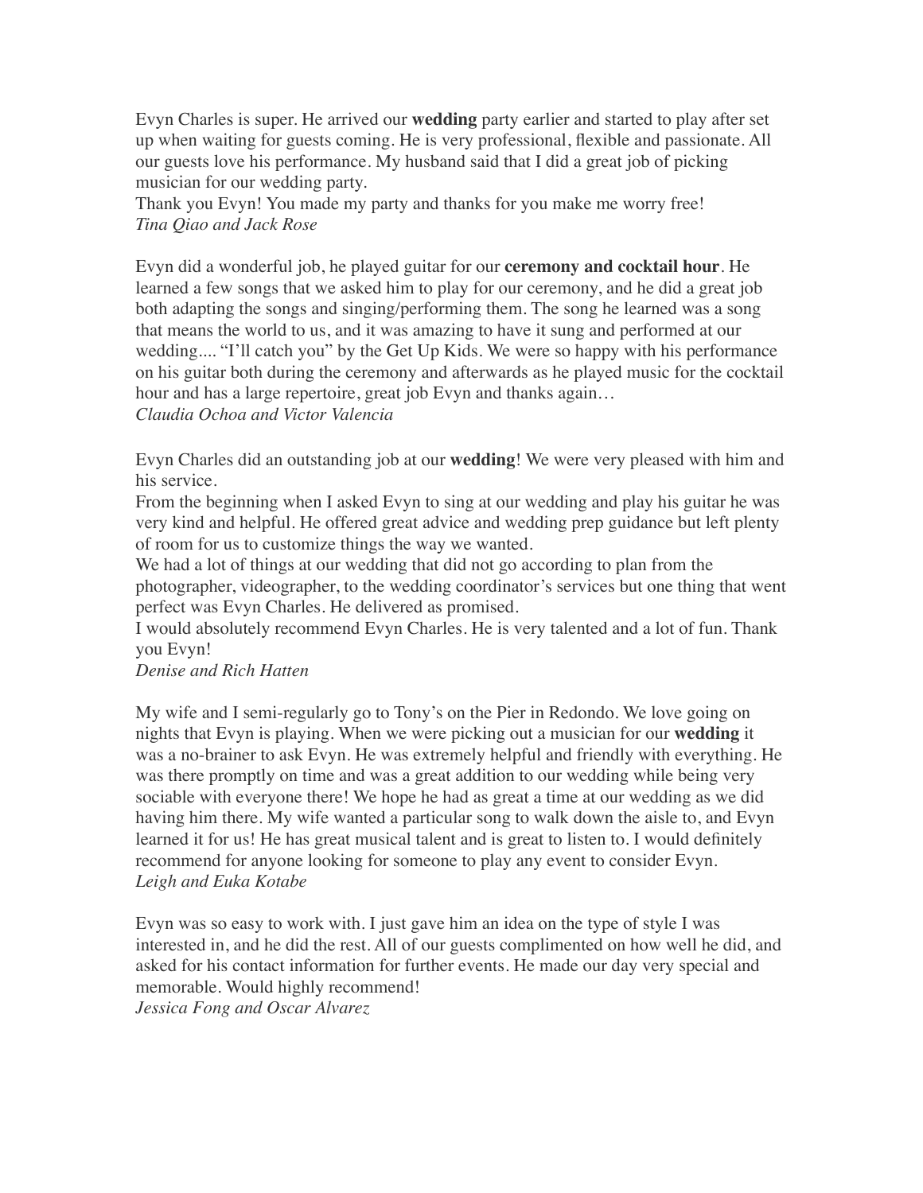Evyn Charles is super. He arrived our **wedding** party earlier and started to play after set up when waiting for guests coming. He is very professional, flexible and passionate. All our guests love his performance. My husband said that I did a great job of picking musician for our wedding party.
Thank you Evyn! You made my party and thanks for you make me worry free!
*Tina Qiao and Jack Rose*

Evyn did a wonderful job, he played guitar for our **ceremony and cocktail hour**. He learned a few songs that we asked him to play for our ceremony, and he did a great job both adapting the songs and singing/performing them. The song he learned was a song that means the world to us, and it was amazing to have it sung and performed at our wedding.... "I'll catch you" by the Get Up Kids. We were so happy with his performance on his guitar both during the ceremony and afterwards as he played music for the cocktail hour and has a large repertoire, great job Evyn and thanks again…
*Claudia Ochoa and Victor Valencia*

Evyn Charles did an outstanding job at our **wedding**! We were very pleased with him and his service.
From the beginning when I asked Evyn to sing at our wedding and play his guitar he was very kind and helpful. He offered great advice and wedding prep guidance but left plenty of room for us to customize things the way we wanted.
We had a lot of things at our wedding that did not go according to plan from the photographer, videographer, to the wedding coordinator's services but one thing that went perfect was Evyn Charles. He delivered as promised.
I would absolutely recommend Evyn Charles. He is very talented and a lot of fun. Thank you Evyn!
*Denise and Rich Hatten*

My wife and I semi-regularly go to Tony's on the Pier in Redondo. We love going on nights that Evyn is playing. When we were picking out a musician for our **wedding** it was a no-brainer to ask Evyn. He was extremely helpful and friendly with everything. He was there promptly on time and was a great addition to our wedding while being very sociable with everyone there! We hope he had as great a time at our wedding as we did having him there. My wife wanted a particular song to walk down the aisle to, and Evyn learned it for us! He has great musical talent and is great to listen to. I would definitely recommend for anyone looking for someone to play any event to consider Evyn.
*Leigh and Euka Kotabe*

Evyn was so easy to work with. I just gave him an idea on the type of style I was interested in, and he did the rest. All of our guests complimented on how well he did, and asked for his contact information for further events. He made our day very special and memorable. Would highly recommend!
*Jessica Fong and Oscar Alvarez*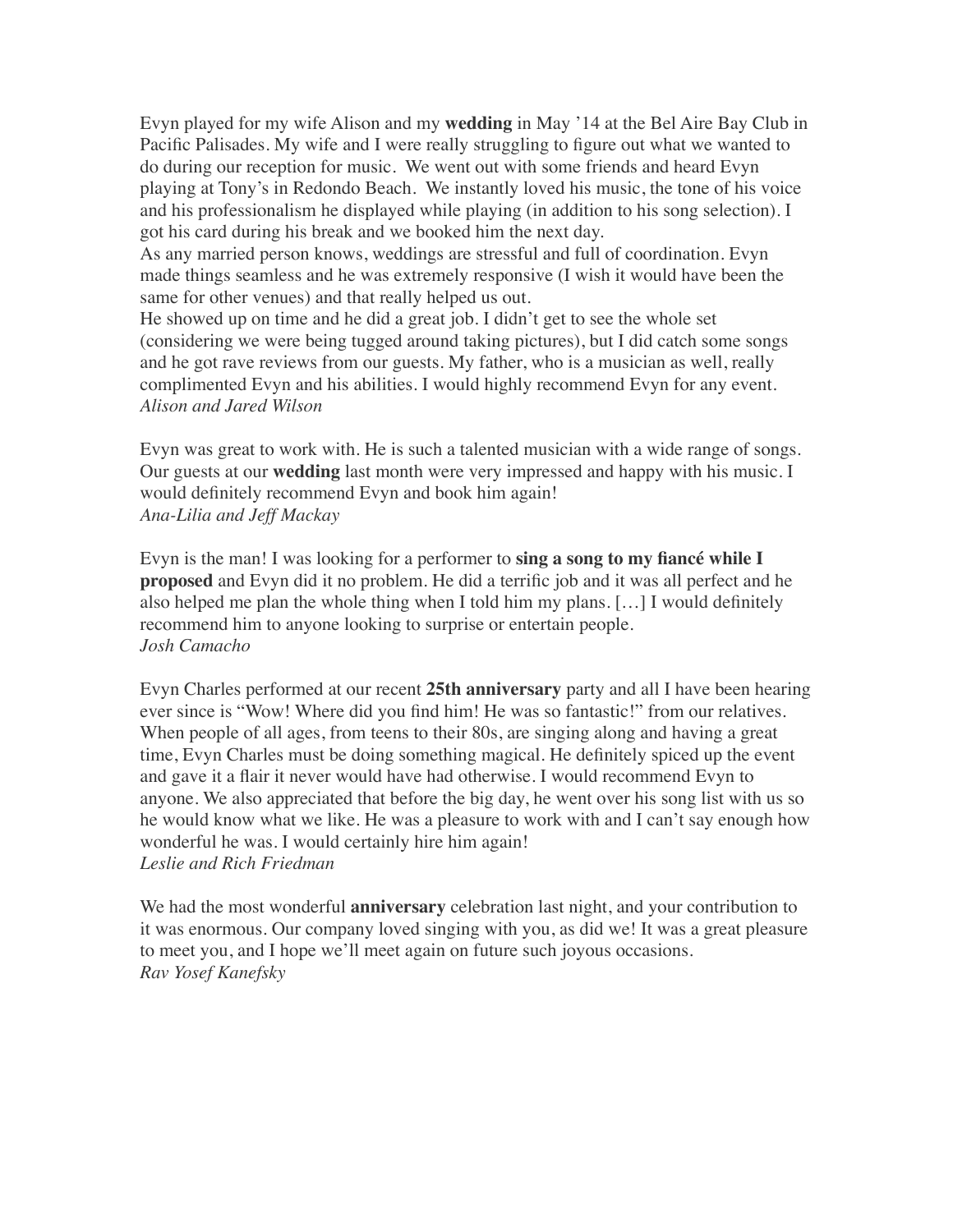Evyn played for my wife Alison and my **wedding** in May '14 at the Bel Aire Bay Club in Pacific Palisades. My wife and I were really struggling to figure out what we wanted to do during our reception for music. We went out with some friends and heard Evyn playing at Tony's in Redondo Beach. We instantly loved his music, the tone of his voice and his professionalism he displayed while playing (in addition to his song selection). I got his card during his break and we booked him the next day.
As any married person knows, weddings are stressful and full of coordination. Evyn made things seamless and he was extremely responsive (I wish it would have been the same for other venues) and that really helped us out.
He showed up on time and he did a great job. I didn't get to see the whole set (considering we were being tugged around taking pictures), but I did catch some songs and he got rave reviews from our guests. My father, who is a musician as well, really complimented Evyn and his abilities. I would highly recommend Evyn for any event.
*Alison and Jared Wilson*

Evyn was great to work with. He is such a talented musician with a wide range of songs. Our guests at our **wedding** last month were very impressed and happy with his music. I would definitely recommend Evyn and book him again!
*Ana-Lilia and Jeff Mackay*

Evyn is the man! I was looking for a performer to **sing a song to my fiancé while I proposed** and Evyn did it no problem. He did a terrific job and it was all perfect and he also helped me plan the whole thing when I told him my plans. […] I would definitely recommend him to anyone looking to surprise or entertain people.
*Josh Camacho*

Evyn Charles performed at our recent **25th anniversary** party and all I have been hearing ever since is "Wow! Where did you find him! He was so fantastic!" from our relatives. When people of all ages, from teens to their 80s, are singing along and having a great time, Evyn Charles must be doing something magical. He definitely spiced up the event and gave it a flair it never would have had otherwise. I would recommend Evyn to anyone. We also appreciated that before the big day, he went over his song list with us so he would know what we like. He was a pleasure to work with and I can't say enough how wonderful he was. I would certainly hire him again!
*Leslie and Rich Friedman*

We had the most wonderful **anniversary** celebration last night, and your contribution to it was enormous. Our company loved singing with you, as did we! It was a great pleasure to meet you, and I hope we'll meet again on future such joyous occasions.
*Rav Yosef Kanefsky*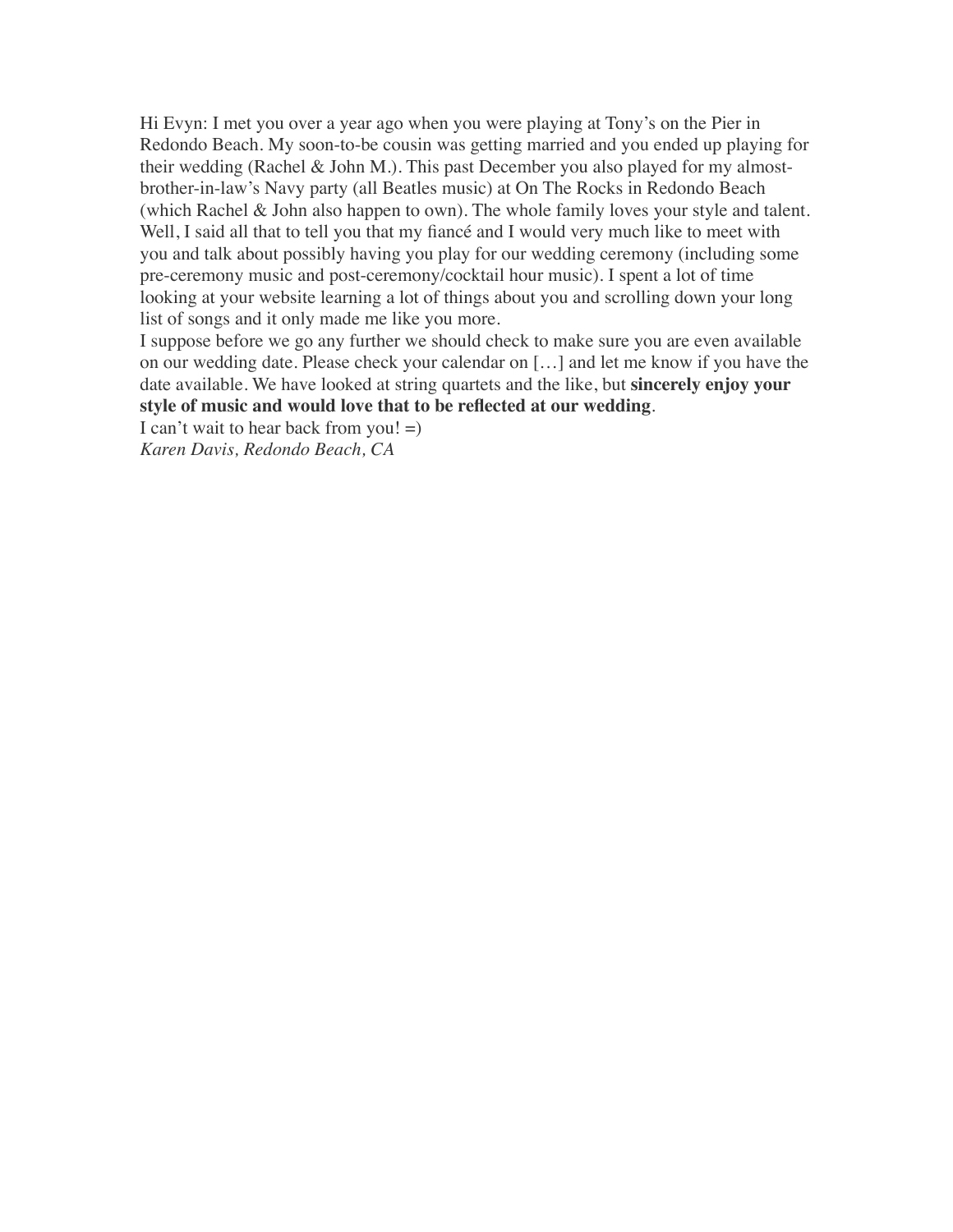Hi Evyn: I met you over a year ago when you were playing at Tony's on the Pier in Redondo Beach. My soon-to-be cousin was getting married and you ended up playing for their wedding (Rachel & John M.). This past December you also played for my almost-brother-in-law's Navy party (all Beatles music) at On The Rocks in Redondo Beach (which Rachel & John also happen to own). The whole family loves your style and talent. Well, I said all that to tell you that my fiancé and I would very much like to meet with you and talk about possibly having you play for our wedding ceremony (including some pre-ceremony music and post-ceremony/cocktail hour music). I spent a lot of time looking at your website learning a lot of things about you and scrolling down your long list of songs and it only made me like you more.

I suppose before we go any further we should check to make sure you are even available on our wedding date. Please check your calendar on […] and let me know if you have the date available. We have looked at string quartets and the like, but **sincerely enjoy your style of music and would love that to be reflected at our wedding**.

I can't wait to hear back from you! =)

*Karen Davis, Redondo Beach, CA*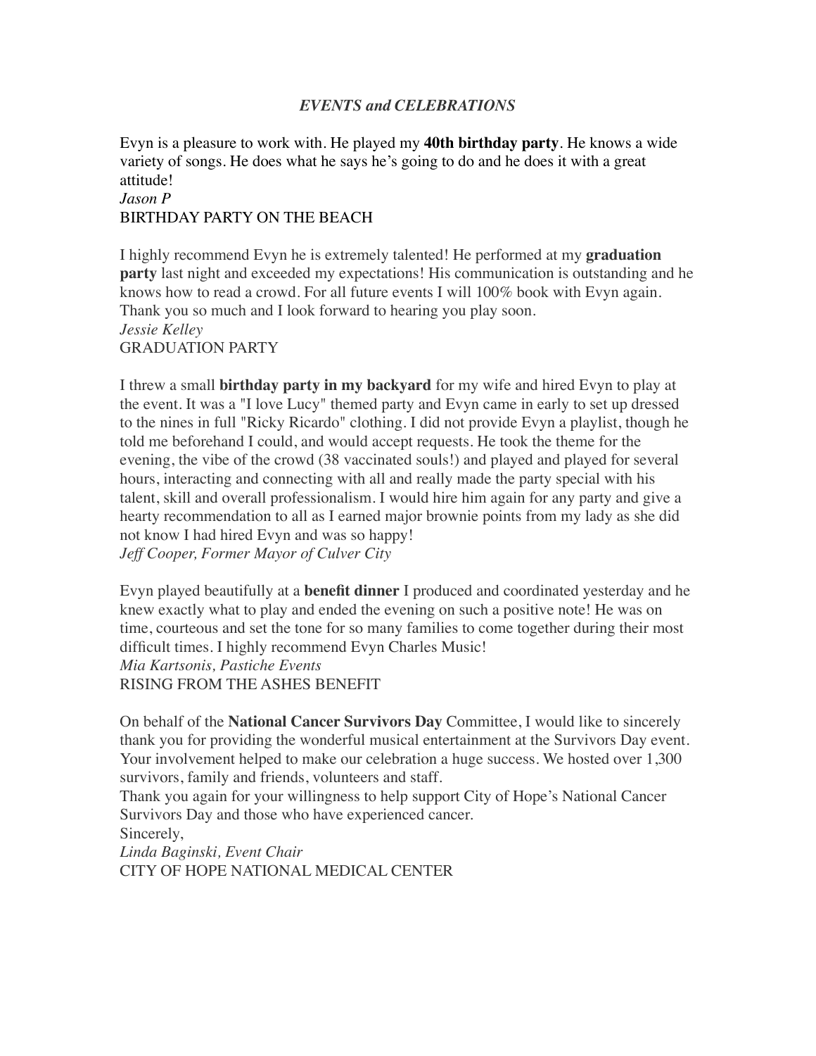## *EVENTS and CELEBRATIONS*

Evyn is a pleasure to work with. He played my **40th birthday party**. He knows a wide variety of songs. He does what he says he's going to do and he does it with a great attitude!
*Jason P*
BIRTHDAY PARTY ON THE BEACH

I highly recommend Evyn he is extremely talented! He performed at my **graduation party** last night and exceeded my expectations! His communication is outstanding and he knows how to read a crowd. For all future events I will 100% book with Evyn again. Thank you so much and I look forward to hearing you play soon.
*Jessie Kelley*
GRADUATION PARTY

I threw a small **birthday party in my backyard** for my wife and hired Evyn to play at the event. It was a "I love Lucy" themed party and Evyn came in early to set up dressed to the nines in full "Ricky Ricardo" clothing. I did not provide Evyn a playlist, though he told me beforehand I could, and would accept requests. He took the theme for the evening, the vibe of the crowd (38 vaccinated souls!) and played and played for several hours, interacting and connecting with all and really made the party special with his talent, skill and overall professionalism. I would hire him again for any party and give a hearty recommendation to all as I earned major brownie points from my lady as she did not know I had hired Evyn and was so happy!
*Jeff Cooper, Former Mayor of Culver City*

Evyn played beautifully at a **benefit dinner** I produced and coordinated yesterday and he knew exactly what to play and ended the evening on such a positive note! He was on time, courteous and set the tone for so many families to come together during their most difficult times. I highly recommend Evyn Charles Music!
*Mia Kartsonis, Pastiche Events*
RISING FROM THE ASHES BENEFIT

On behalf of the **National Cancer Survivors Day** Committee, I would like to sincerely thank you for providing the wonderful musical entertainment at the Survivors Day event. Your involvement helped to make our celebration a huge success. We hosted over 1,300 survivors, family and friends, volunteers and staff.
Thank you again for your willingness to help support City of Hope's National Cancer Survivors Day and those who have experienced cancer.
Sincerely,
*Linda Baginski, Event Chair*
CITY OF HOPE NATIONAL MEDICAL CENTER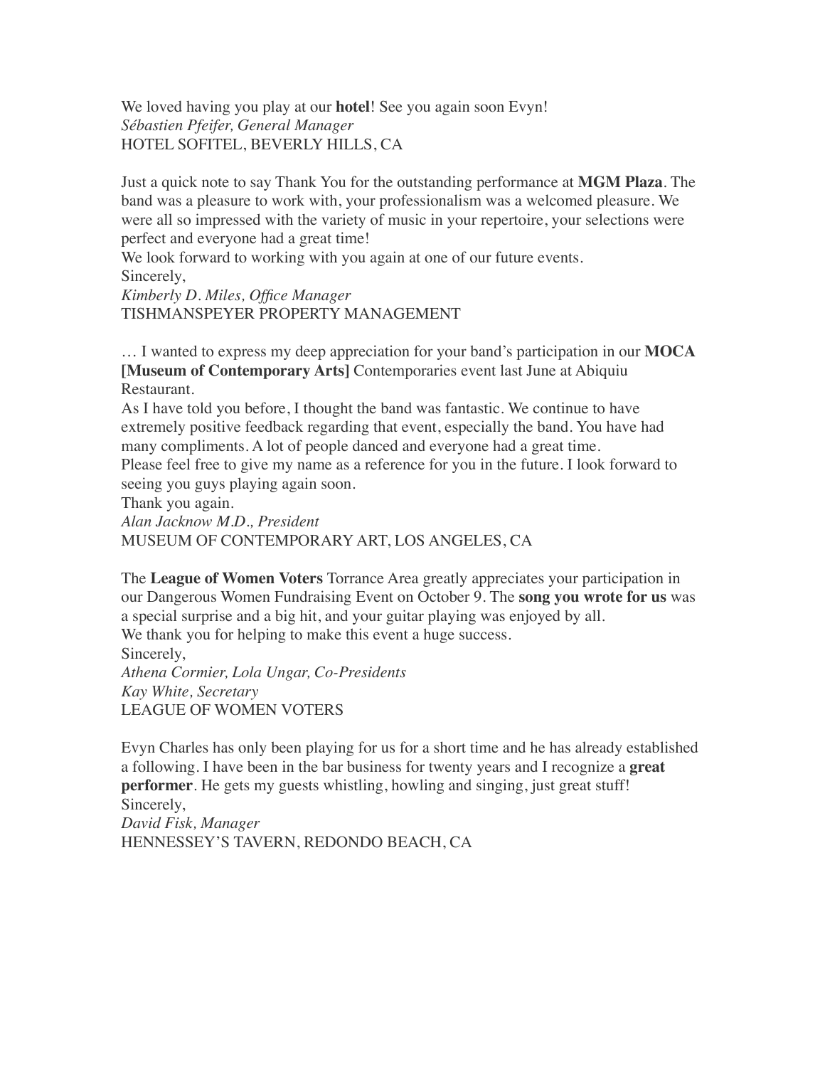We loved having you play at our **hotel**! See you again soon Evyn!
*Sébastien Pfeifer, General Manager*
HOTEL SOFITEL, BEVERLY HILLS, CA

Just a quick note to say Thank You for the outstanding performance at **MGM Plaza**. The band was a pleasure to work with, your professionalism was a welcomed pleasure. We were all so impressed with the variety of music in your repertoire, your selections were perfect and everyone had a great time!
We look forward to working with you again at one of our future events.
Sincerely,
*Kimberly D. Miles, Office Manager*
TISHMANSPEYER PROPERTY MANAGEMENT

… I wanted to express my deep appreciation for your band's participation in our **MOCA [Museum of Contemporary Arts]** Contemporaries event last June at Abiquiu Restaurant.
As I have told you before, I thought the band was fantastic. We continue to have extremely positive feedback regarding that event, especially the band. You have had many compliments. A lot of people danced and everyone had a great time.
Please feel free to give my name as a reference for you in the future. I look forward to seeing you guys playing again soon.
Thank you again.
*Alan Jacknow M.D., President*
MUSEUM OF CONTEMPORARY ART, LOS ANGELES, CA

The **League of Women Voters** Torrance Area greatly appreciates your participation in our Dangerous Women Fundraising Event on October 9. The **song you wrote for us** was a special surprise and a big hit, and your guitar playing was enjoyed by all.
We thank you for helping to make this event a huge success.
Sincerely,
*Athena Cormier, Lola Ungar, Co-Presidents*
*Kay White, Secretary*
LEAGUE OF WOMEN VOTERS

Evyn Charles has only been playing for us for a short time and he has already established a following. I have been in the bar business for twenty years and I recognize a **great performer**. He gets my guests whistling, howling and singing, just great stuff!
Sincerely,
*David Fisk, Manager*
HENNESSEY'S TAVERN, REDONDO BEACH, CA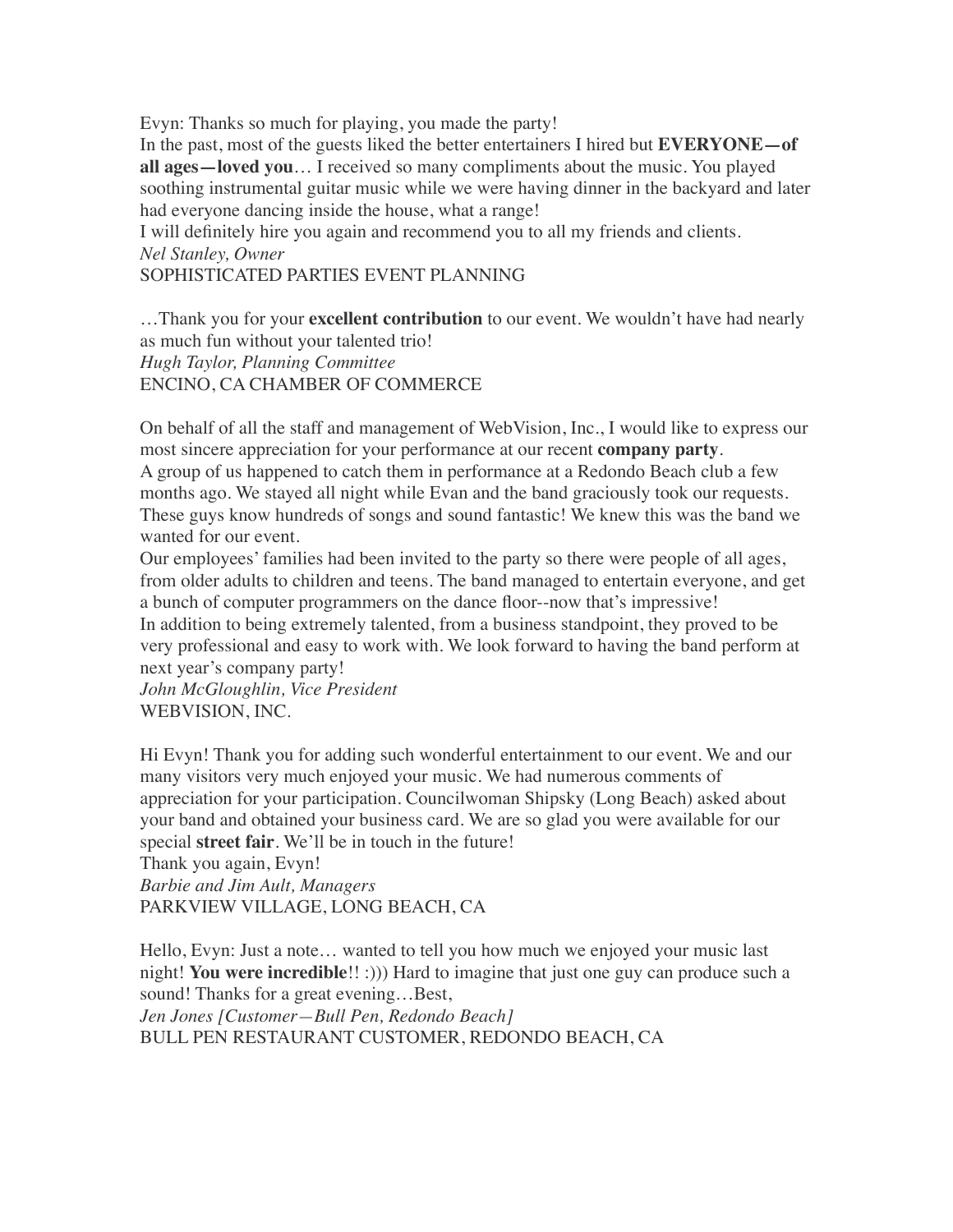Evyn: Thanks so much for playing, you made the party!
In the past, most of the guests liked the better entertainers I hired but **EVERYONE—of all ages—loved you**… I received so many compliments about the music. You played soothing instrumental guitar music while we were having dinner in the backyard and later had everyone dancing inside the house, what a range!
I will definitely hire you again and recommend you to all my friends and clients.
*Nel Stanley, Owner*
SOPHISTICATED PARTIES EVENT PLANNING

…Thank you for your **excellent contribution** to our event. We wouldn't have had nearly as much fun without your talented trio!
*Hugh Taylor, Planning Committee*
ENCINO, CA CHAMBER OF COMMERCE

On behalf of all the staff and management of WebVision, Inc., I would like to express our most sincere appreciation for your performance at our recent **company party**.
A group of us happened to catch them in performance at a Redondo Beach club a few months ago. We stayed all night while Evan and the band graciously took our requests. These guys know hundreds of songs and sound fantastic! We knew this was the band we wanted for our event.
Our employees' families had been invited to the party so there were people of all ages, from older adults to children and teens. The band managed to entertain everyone, and get a bunch of computer programmers on the dance floor--now that's impressive!
In addition to being extremely talented, from a business standpoint, they proved to be very professional and easy to work with. We look forward to having the band perform at next year's company party!
*John McGloughlin, Vice President*
WEBVISION, INC.

Hi Evyn! Thank you for adding such wonderful entertainment to our event. We and our many visitors very much enjoyed your music. We had numerous comments of appreciation for your participation. Councilwoman Shipsky (Long Beach) asked about your band and obtained your business card. We are so glad you were available for our special **street fair**. We'll be in touch in the future!
Thank you again, Evyn!
*Barbie and Jim Ault, Managers*
PARKVIEW VILLAGE, LONG BEACH, CA

Hello, Evyn: Just a note… wanted to tell you how much we enjoyed your music last night! **You were incredible**!! :))) Hard to imagine that just one guy can produce such a sound! Thanks for a great evening…Best,
*Jen Jones [Customer—Bull Pen, Redondo Beach]*
BULL PEN RESTAURANT CUSTOMER, REDONDO BEACH, CA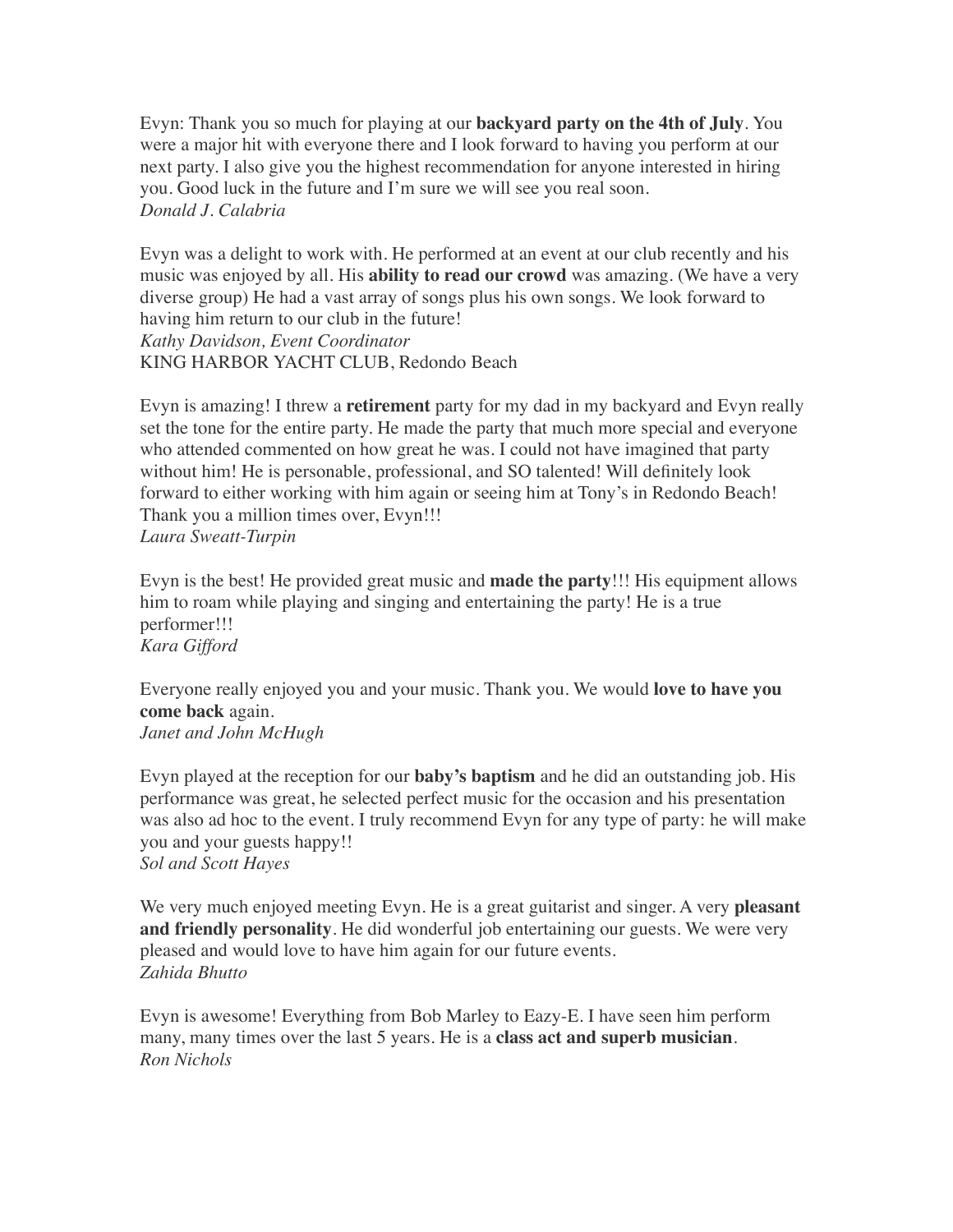Evyn: Thank you so much for playing at our **backyard party on the 4th of July**. You were a major hit with everyone there and I look forward to having you perform at our next party. I also give you the highest recommendation for anyone interested in hiring you. Good luck in the future and I'm sure we will see you real soon.
*Donald J. Calabria*

Evyn was a delight to work with. He performed at an event at our club recently and his music was enjoyed by all. His **ability to read our crowd** was amazing. (We have a very diverse group) He had a vast array of songs plus his own songs. We look forward to having him return to our club in the future!
*Kathy Davidson, Event Coordinator*
KING HARBOR YACHT CLUB, Redondo Beach

Evyn is amazing! I threw a **retirement** party for my dad in my backyard and Evyn really set the tone for the entire party. He made the party that much more special and everyone who attended commented on how great he was. I could not have imagined that party without him! He is personable, professional, and SO talented! Will definitely look forward to either working with him again or seeing him at Tony's in Redondo Beach! Thank you a million times over, Evyn!!!
*Laura Sweatt-Turpin*

Evyn is the best! He provided great music and **made the party**!!! His equipment allows him to roam while playing and singing and entertaining the party! He is a true performer!!!
*Kara Gifford*

Everyone really enjoyed you and your music. Thank you. We would **love to have you come back** again.
*Janet and John McHugh*

Evyn played at the reception for our **baby's baptism** and he did an outstanding job. His performance was great, he selected perfect music for the occasion and his presentation was also ad hoc to the event. I truly recommend Evyn for any type of party: he will make you and your guests happy!!
*Sol and Scott Hayes*

We very much enjoyed meeting Evyn. He is a great guitarist and singer. A very **pleasant and friendly personality**. He did wonderful job entertaining our guests. We were very pleased and would love to have him again for our future events.
*Zahida Bhutto*

Evyn is awesome! Everything from Bob Marley to Eazy-E. I have seen him perform many, many times over the last 5 years. He is a **class act and superb musician**.
*Ron Nichols*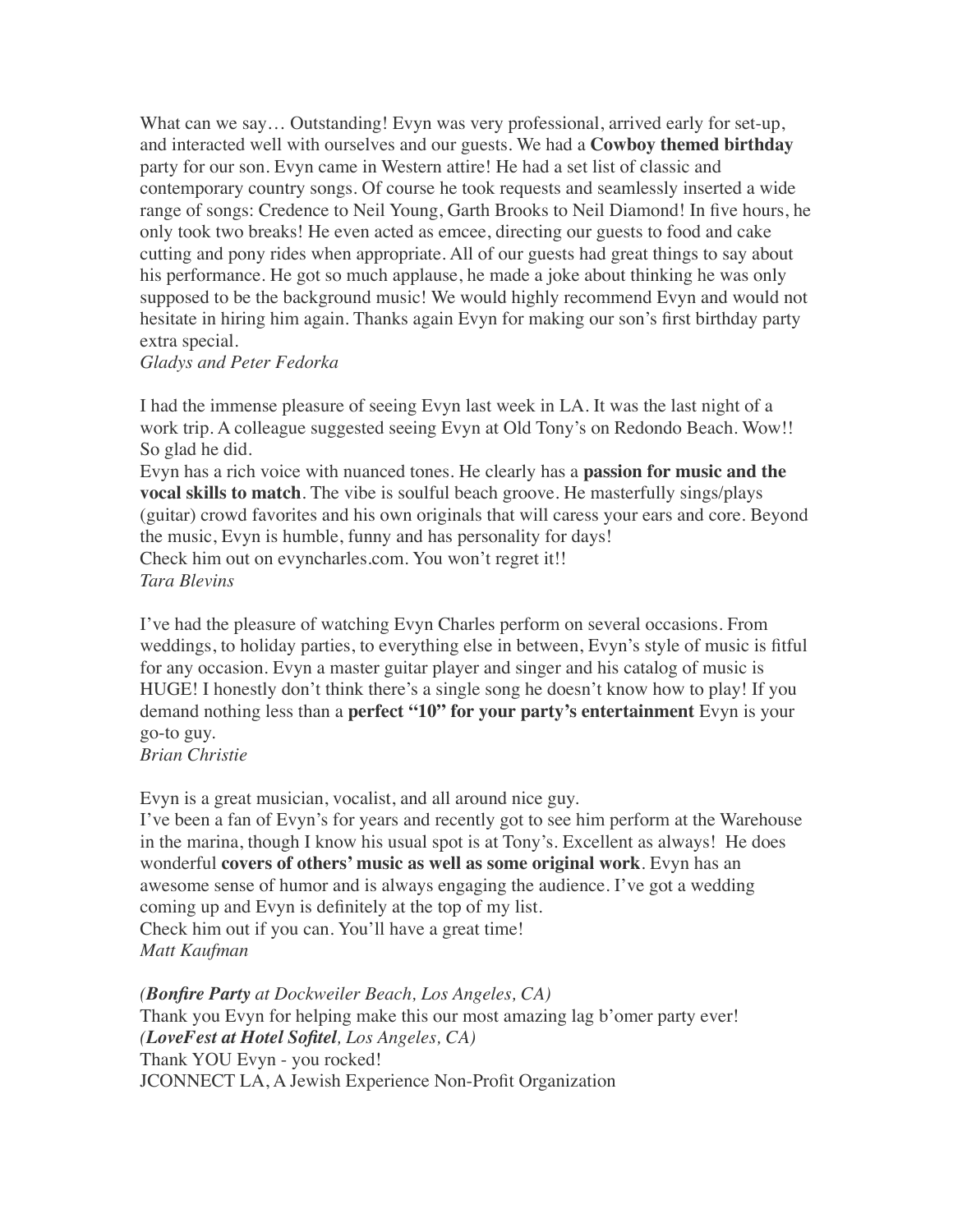What can we say… Outstanding! Evyn was very professional, arrived early for set-up, and interacted well with ourselves and our guests. We had a **Cowboy themed birthday** party for our son. Evyn came in Western attire! He had a set list of classic and contemporary country songs. Of course he took requests and seamlessly inserted a wide range of songs: Credence to Neil Young, Garth Brooks to Neil Diamond! In five hours, he only took two breaks! He even acted as emcee, directing our guests to food and cake cutting and pony rides when appropriate. All of our guests had great things to say about his performance. He got so much applause, he made a joke about thinking he was only supposed to be the background music! We would highly recommend Evyn and would not hesitate in hiring him again. Thanks again Evyn for making our son's first birthday party extra special.
*Gladys and Peter Fedorka*

I had the immense pleasure of seeing Evyn last week in LA. It was the last night of a work trip. A colleague suggested seeing Evyn at Old Tony's on Redondo Beach. Wow!! So glad he did.
Evyn has a rich voice with nuanced tones. He clearly has a **passion for music and the vocal skills to match**. The vibe is soulful beach groove. He masterfully sings/plays (guitar) crowd favorites and his own originals that will caress your ears and core. Beyond the music, Evyn is humble, funny and has personality for days!
Check him out on evyncharles.com. You won't regret it!!
*Tara Blevins*

I've had the pleasure of watching Evyn Charles perform on several occasions. From weddings, to holiday parties, to everything else in between, Evyn's style of music is fitful for any occasion. Evyn a master guitar player and singer and his catalog of music is HUGE! I honestly don't think there's a single song he doesn't know how to play! If you demand nothing less than a **perfect "10" for your party's entertainment** Evyn is your go-to guy.
*Brian Christie*

Evyn is a great musician, vocalist, and all around nice guy.
I've been a fan of Evyn's for years and recently got to see him perform at the Warehouse in the marina, though I know his usual spot is at Tony's. Excellent as always! He does wonderful **covers of others' music as well as some original work**. Evyn has an awesome sense of humor and is always engaging the audience. I've got a wedding coming up and Evyn is definitely at the top of my list.
Check him out if you can. You'll have a great time!
*Matt Kaufman*

*(**Bonfire Party** at Dockweiler Beach, Los Angeles, CA)*
Thank you Evyn for helping make this our most amazing lag b'omer party ever!
*(**LoveFest at Hotel Sofitel**, Los Angeles, CA)*
Thank YOU Evyn - you rocked!
JCONNECT LA, A Jewish Experience Non-Profit Organization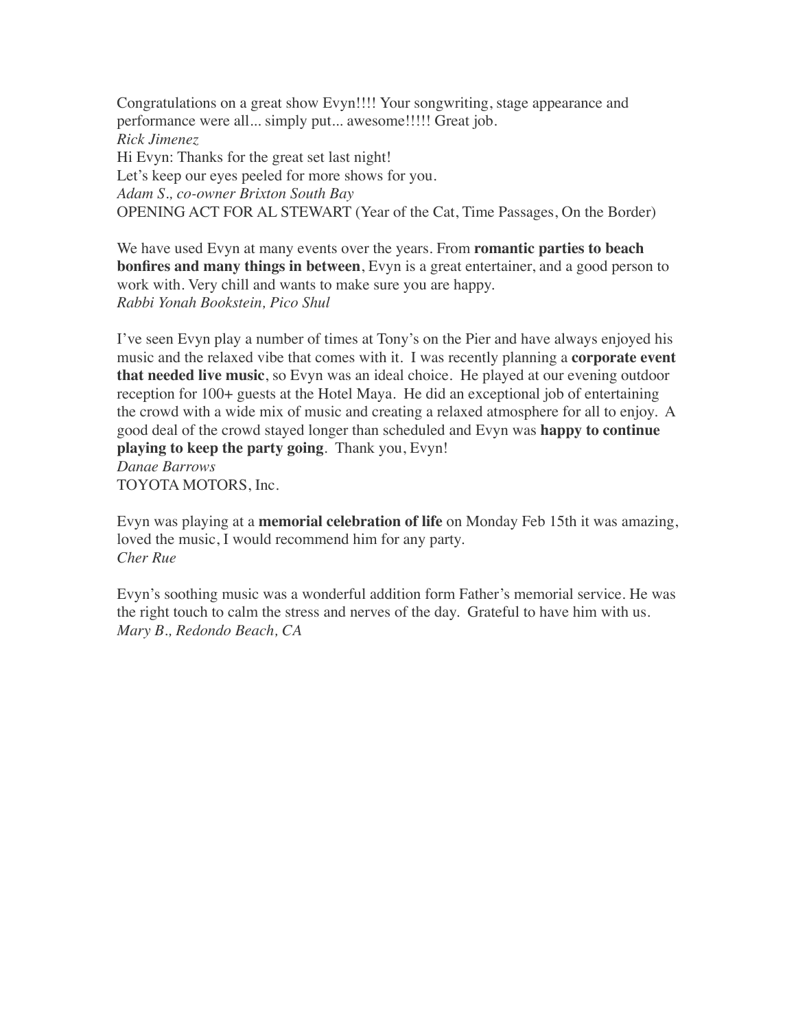Congratulations on a great show Evyn!!!! Your songwriting, stage appearance and performance were all... simply put... awesome!!!!! Great job.
*Rick Jimenez*
Hi Evyn: Thanks for the great set last night!
Let's keep our eyes peeled for more shows for you.
*Adam S., co-owner Brixton South Bay*
OPENING ACT FOR AL STEWART (Year of the Cat, Time Passages, On the Border)

We have used Evyn at many events over the years. From **romantic parties to beach bonfires and many things in between**, Evyn is a great entertainer, and a good person to work with. Very chill and wants to make sure you are happy.
*Rabbi Yonah Bookstein, Pico Shul*

I've seen Evyn play a number of times at Tony's on the Pier and have always enjoyed his music and the relaxed vibe that comes with it. I was recently planning a **corporate event that needed live music**, so Evyn was an ideal choice. He played at our evening outdoor reception for 100+ guests at the Hotel Maya. He did an exceptional job of entertaining the crowd with a wide mix of music and creating a relaxed atmosphere for all to enjoy. A good deal of the crowd stayed longer than scheduled and Evyn was **happy to continue playing to keep the party going**. Thank you, Evyn!
*Danae Barrows*
TOYOTA MOTORS, Inc.

Evyn was playing at a **memorial celebration of life** on Monday Feb 15th it was amazing, loved the music, I would recommend him for any party.
*Cher Rue*

Evyn's soothing music was a wonderful addition form Father's memorial service. He was the right touch to calm the stress and nerves of the day. Grateful to have him with us.
*Mary B., Redondo Beach, CA*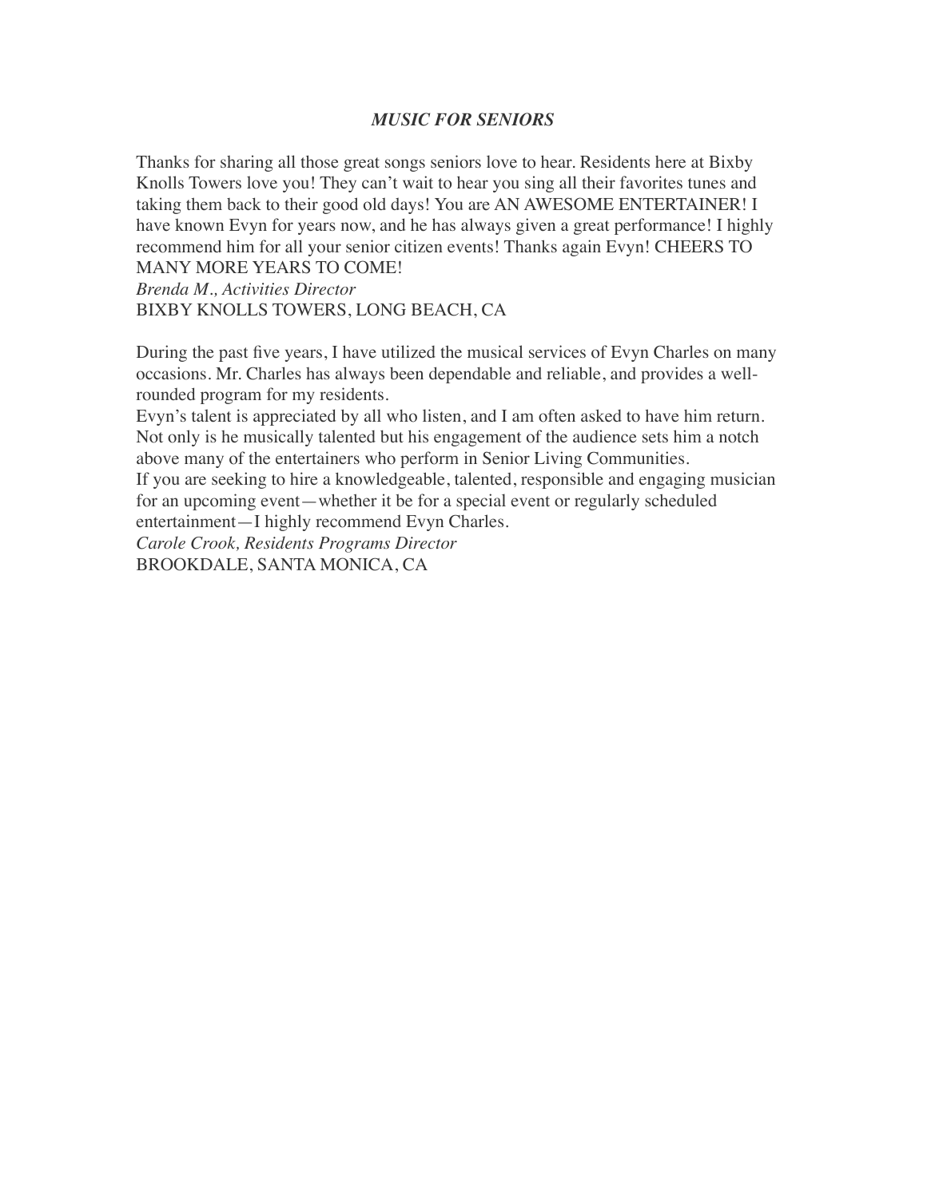## *MUSIC FOR SENIORS*

Thanks for sharing all those great songs seniors love to hear. Residents here at Bixby Knolls Towers love you! They can't wait to hear you sing all their favorites tunes and taking them back to their good old days! You are AN AWESOME ENTERTAINER! I have known Evyn for years now, and he has always given a great performance! I highly recommend him for all your senior citizen events! Thanks again Evyn! CHEERS TO MANY MORE YEARS TO COME!
*Brenda M., Activities Director*
BIXBY KNOLLS TOWERS, LONG BEACH, CA

During the past five years, I have utilized the musical services of Evyn Charles on many occasions. Mr. Charles has always been dependable and reliable, and provides a well-rounded program for my residents.
Evyn's talent is appreciated by all who listen, and I am often asked to have him return. Not only is he musically talented but his engagement of the audience sets him a notch above many of the entertainers who perform in Senior Living Communities.
If you are seeking to hire a knowledgeable, talented, responsible and engaging musician for an upcoming event—whether it be for a special event or regularly scheduled entertainment—I highly recommend Evyn Charles.
*Carole Crook, Residents Programs Director*
BROOKDALE, SANTA MONICA, CA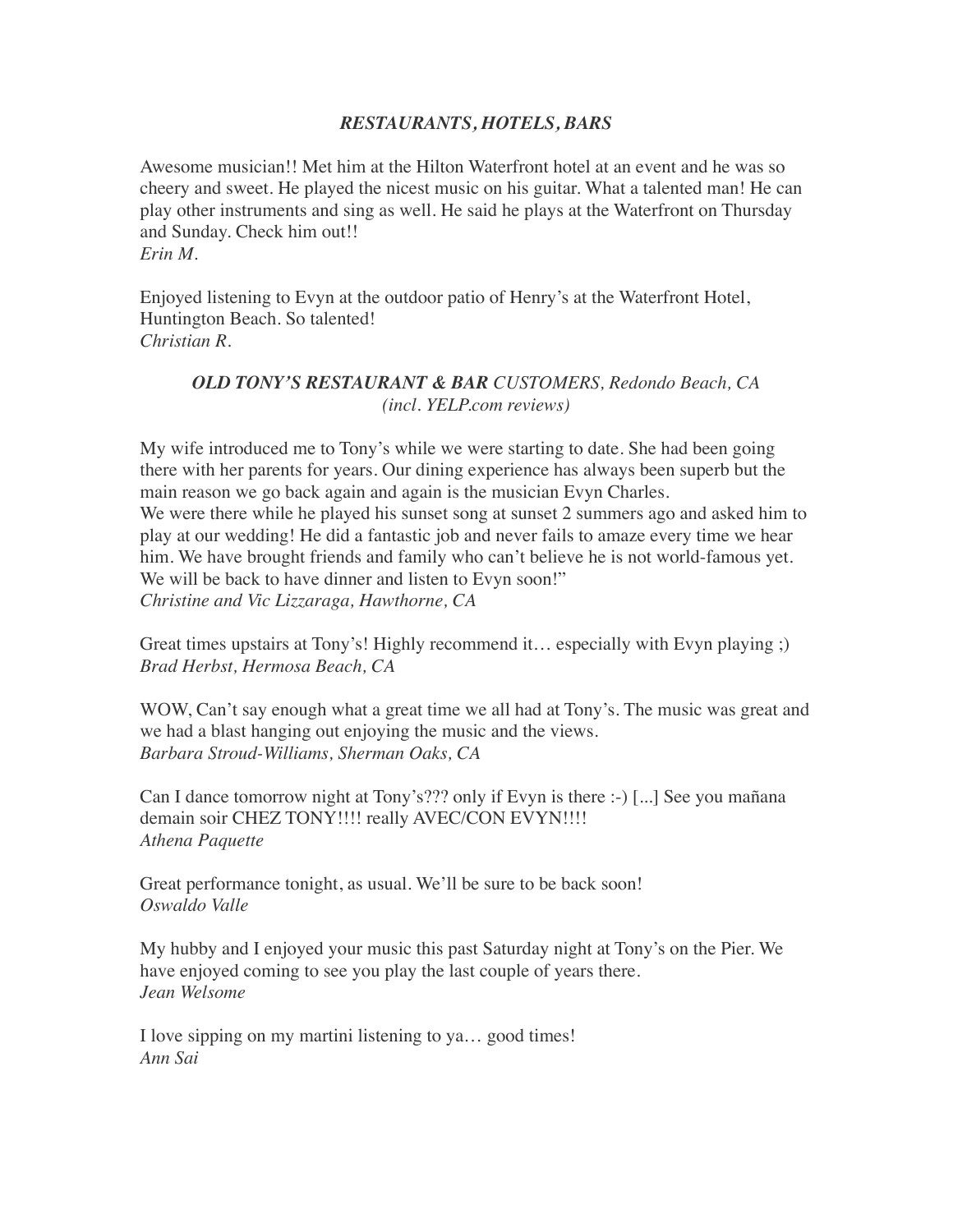## ***RESTAURANTS, HOTELS, BARS***

Awesome musician!! Met him at the Hilton Waterfront hotel at an event and he was so cheery and sweet. He played the nicest music on his guitar. What a talented man! He can play other instruments and sing as well. He said he plays at the Waterfront on Thursday and Sunday. Check him out!!
*Erin M.*

Enjoyed listening to Evyn at the outdoor patio of Henry's at the Waterfront Hotel, Huntington Beach. So talented!
*Christian R.*

### ***OLD TONY'S RESTAURANT & BAR** CUSTOMERS, Redondo Beach, CA*
*(incl. YELP.com reviews)*

My wife introduced me to Tony's while we were starting to date. She had been going there with her parents for years. Our dining experience has always been superb but the main reason we go back again and again is the musician Evyn Charles.
We were there while he played his sunset song at sunset 2 summers ago and asked him to play at our wedding! He did a fantastic job and never fails to amaze every time we hear him. We have brought friends and family who can't believe he is not world-famous yet. We will be back to have dinner and listen to Evyn soon!"
*Christine and Vic Lizzaraga, Hawthorne, CA*

Great times upstairs at Tony's! Highly recommend it… especially with Evyn playing ;)
*Brad Herbst, Hermosa Beach, CA*

WOW, Can't say enough what a great time we all had at Tony's. The music was great and we had a blast hanging out enjoying the music and the views.
*Barbara Stroud-Williams, Sherman Oaks, CA*

Can I dance tomorrow night at Tony's??? only if Evyn is there :-) [...] See you mañana demain soir CHEZ TONY!!!! really AVEC/CON EVYN!!!!
*Athena Paquette*

Great performance tonight, as usual. We'll be sure to be back soon!
*Oswaldo Valle*

My hubby and I enjoyed your music this past Saturday night at Tony's on the Pier. We have enjoyed coming to see you play the last couple of years there.
*Jean Welsome*

I love sipping on my martini listening to ya… good times!
*Ann Sai*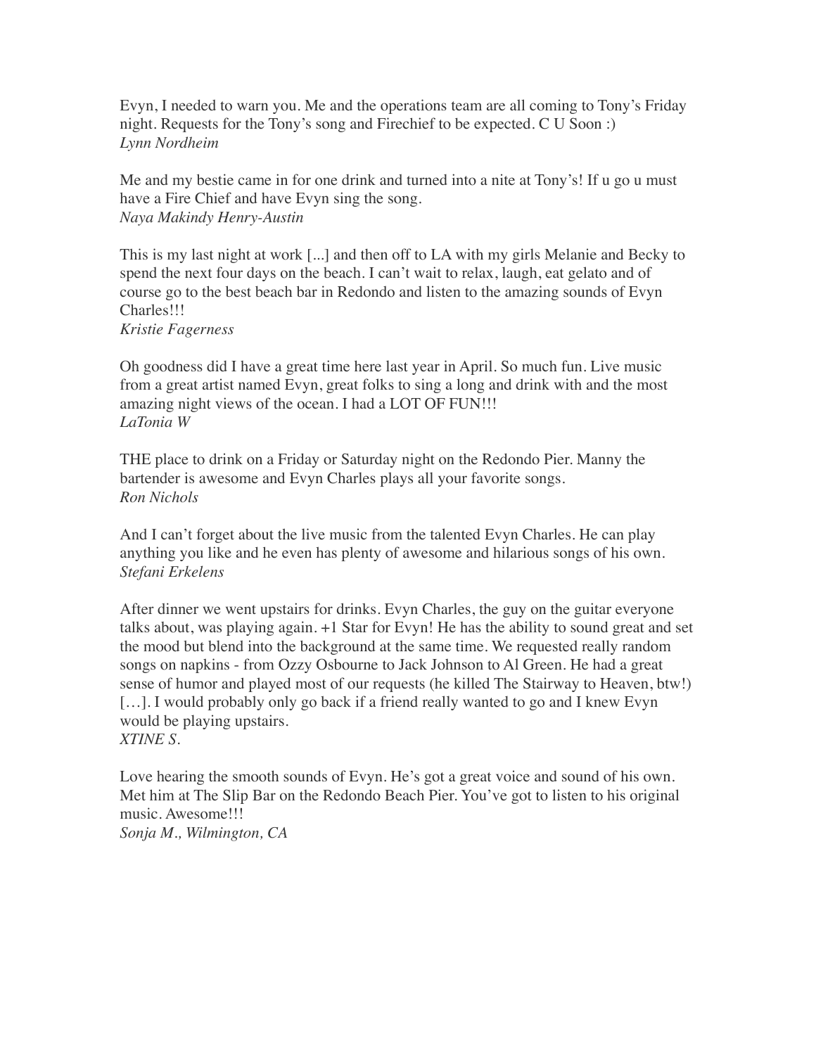Evyn, I needed to warn you. Me and the operations team are all coming to Tony's Friday night. Requests for the Tony's song and Firechief to be expected. C U Soon :)
*Lynn Nordheim*

Me and my bestie came in for one drink and turned into a nite at Tony's! If u go u must have a Fire Chief and have Evyn sing the song.
*Naya Makindy Henry-Austin*

This is my last night at work [...] and then off to LA with my girls Melanie and Becky to spend the next four days on the beach. I can't wait to relax, laugh, eat gelato and of course go to the best beach bar in Redondo and listen to the amazing sounds of Evyn Charles!!!
*Kristie Fagerness*

Oh goodness did I have a great time here last year in April. So much fun. Live music from a great artist named Evyn, great folks to sing a long and drink with and the most amazing night views of the ocean. I had a LOT OF FUN!!!
*LaTonia W*

THE place to drink on a Friday or Saturday night on the Redondo Pier. Manny the bartender is awesome and Evyn Charles plays all your favorite songs.
*Ron Nichols*

And I can't forget about the live music from the talented Evyn Charles. He can play anything you like and he even has plenty of awesome and hilarious songs of his own.
*Stefani Erkelens*

After dinner we went upstairs for drinks. Evyn Charles, the guy on the guitar everyone talks about, was playing again. +1 Star for Evyn! He has the ability to sound great and set the mood but blend into the background at the same time. We requested really random songs on napkins - from Ozzy Osbourne to Jack Johnson to Al Green. He had a great sense of humor and played most of our requests (he killed The Stairway to Heaven, btw!) […]. I would probably only go back if a friend really wanted to go and I knew Evyn would be playing upstairs.
*XTINE S.*

Love hearing the smooth sounds of Evyn. He's got a great voice and sound of his own. Met him at The Slip Bar on the Redondo Beach Pier. You've got to listen to his original music. Awesome!!!
*Sonja M., Wilmington, CA*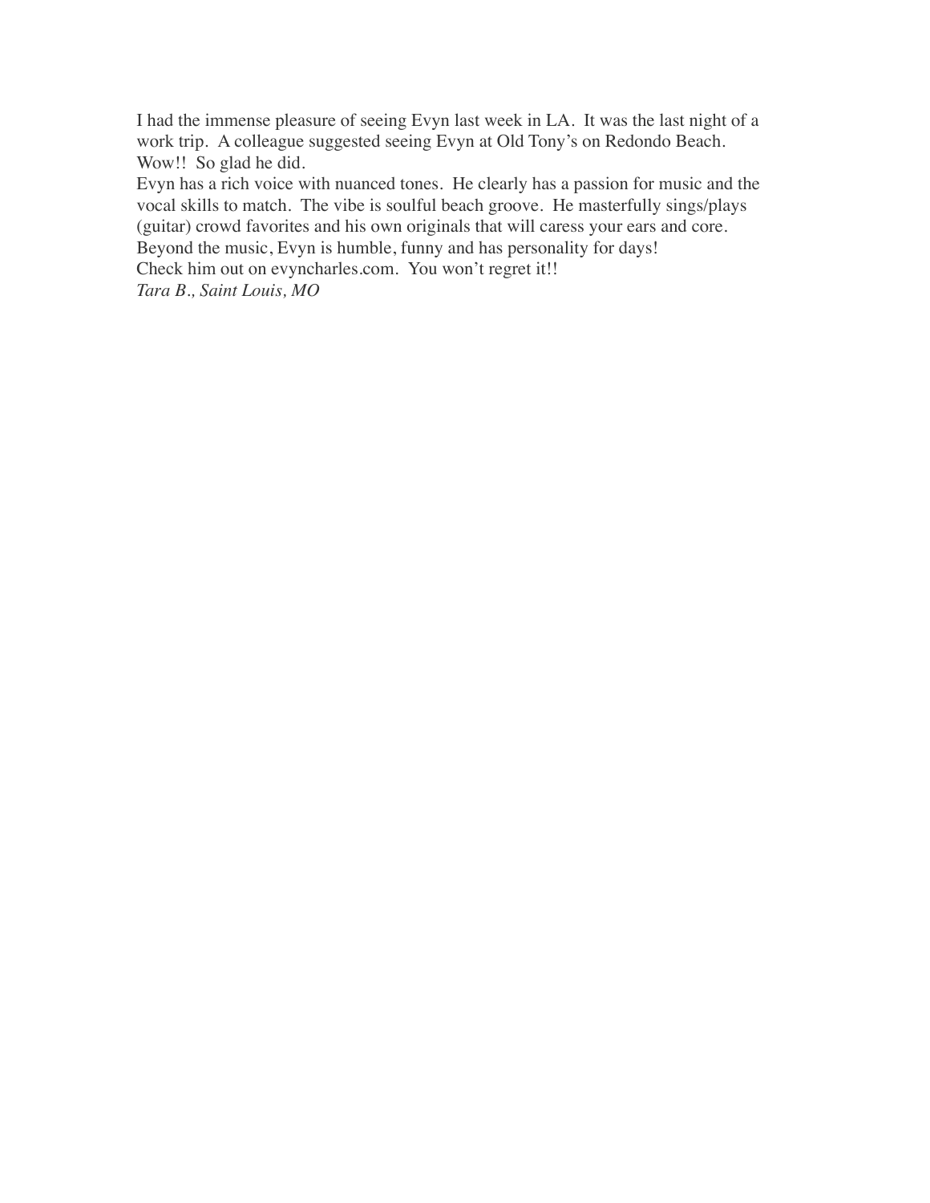I had the immense pleasure of seeing Evyn last week in LA. It was the last night of a work trip. A colleague suggested seeing Evyn at Old Tony's on Redondo Beach. Wow!! So glad he did.

Evyn has a rich voice with nuanced tones. He clearly has a passion for music and the vocal skills to match. The vibe is soulful beach groove. He masterfully sings/plays (guitar) crowd favorites and his own originals that will caress your ears and core.

Beyond the music, Evyn is humble, funny and has personality for days!

Check him out on evyncharles.com. You won't regret it!!

*Tara B., Saint Louis, MO*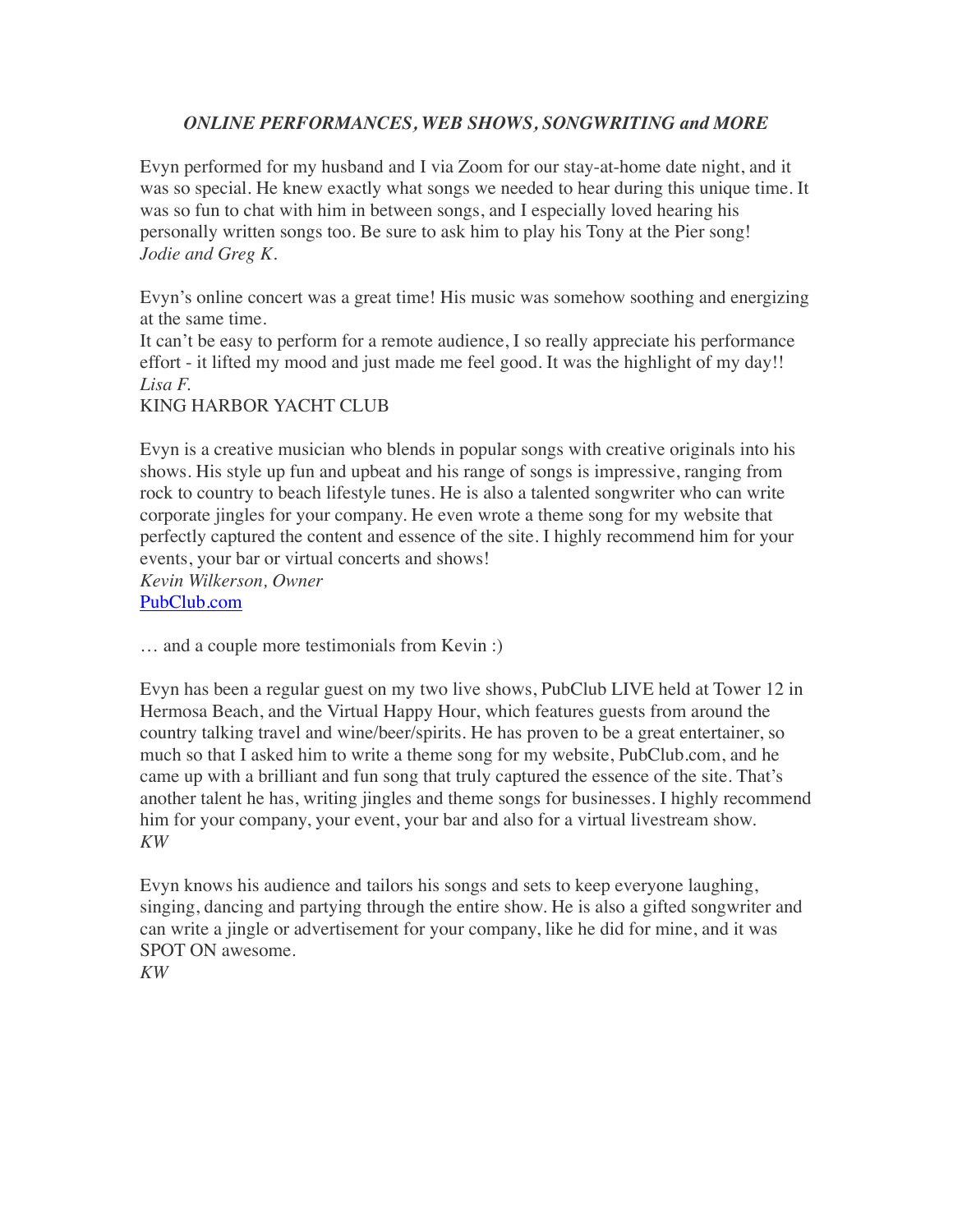## *ONLINE PERFORMANCES, WEB SHOWS, SONGWRITING and MORE*

Evyn performed for my husband and I via Zoom for our stay-at-home date night, and it was so special. He knew exactly what songs we needed to hear during this unique time. It was so fun to chat with him in between songs, and I especially loved hearing his personally written songs too. Be sure to ask him to play his Tony at the Pier song!
*Jodie and Greg K.*

Evyn's online concert was a great time! His music was somehow soothing and energizing at the same time.
It can't be easy to perform for a remote audience, I so really appreciate his performance effort - it lifted my mood and just made me feel good. It was the highlight of my day!!
*Lisa F.*
KING HARBOR YACHT CLUB

Evyn is a creative musician who blends in popular songs with creative originals into his shows. His style up fun and upbeat and his range of songs is impressive, ranging from rock to country to beach lifestyle tunes. He is also a talented songwriter who can write corporate jingles for your company. He even wrote a theme song for my website that perfectly captured the content and essence of the site. I highly recommend him for your events, your bar or virtual concerts and shows!
*Kevin Wilkerson, Owner*
[PubClub.com](PubClub.com)

… and a couple more testimonials from Kevin :)

Evyn has been a regular guest on my two live shows, PubClub LIVE held at Tower 12 in Hermosa Beach, and the Virtual Happy Hour, which features guests from around the country talking travel and wine/beer/spirits. He has proven to be a great entertainer, so much so that I asked him to write a theme song for my website, PubClub.com, and he came up with a brilliant and fun song that truly captured the essence of the site. That's another talent he has, writing jingles and theme songs for businesses. I highly recommend him for your company, your event, your bar and also for a virtual livestream show.
*KW*

Evyn knows his audience and tailors his songs and sets to keep everyone laughing, singing, dancing and partying through the entire show. He is also a gifted songwriter and can write a jingle or advertisement for your company, like he did for mine, and it was SPOT ON awesome.
*KW*